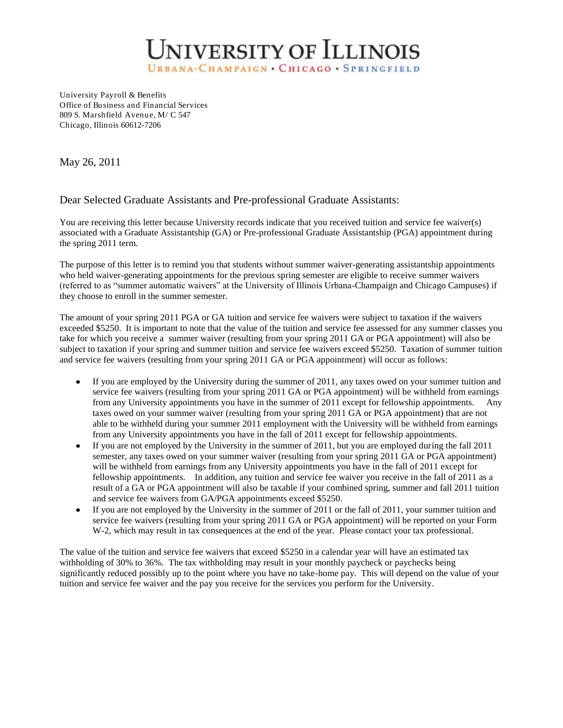# UNIVERSITY OF ILLINOIS

URBANA-CHAMPAIGN • CHICAGO • SPRINGFIELD

University Payroll & Benefits
Office of Business and Financial Services
809 S. Marshfield Avenue, M/ C 547
Chicago, Illinois 60612-7206

May 26, 2011

Dear Selected Graduate Assistants and Pre-professional Graduate Assistants:

You are receiving this letter because University records indicate that you received tuition and service fee waiver(s) associated with a Graduate Assistantship (GA) or Pre-professional Graduate Assistantship (PGA) appointment during the spring 2011 term.

The purpose of this letter is to remind you that students without summer waiver-generating assistantship appointments who held waiver-generating appointments for the previous spring semester are eligible to receive summer waivers (referred to as "summer automatic waivers" at the University of Illinois Urbana-Champaign and Chicago Campuses) if they choose to enroll in the summer semester.

The amount of your spring 2011 PGA or GA tuition and service fee waivers were subject to taxation if the waivers exceeded $5250. It is important to note that the value of the tuition and service fee assessed for any summer classes you take for which you receive a summer waiver (resulting from your spring 2011 GA or PGA appointment) will also be subject to taxation if your spring and summer tuition and service fee waivers exceed $5250. Taxation of summer tuition and service fee waivers (resulting from your spring 2011 GA or PGA appointment) will occur as follows:

- If you are employed by the University during the summer of 2011, any taxes owed on your summer tuition and service fee waivers (resulting from your spring 2011 GA or PGA appointment) will be withheld from earnings from any University appointments you have in the summer of 2011 except for fellowship appointments. Any taxes owed on your summer waiver (resulting from your spring 2011 GA or PGA appointment) that are not able to be withheld during your summer 2011 employment with the University will be withheld from earnings from any University appointments you have in the fall of 2011 except for fellowship appointments.
- If you are not employed by the University in the summer of 2011, but you are employed during the fall 2011 semester, any taxes owed on your summer waiver (resulting from your spring 2011 GA or PGA appointment) will be withheld from earnings from any University appointments you have in the fall of 2011 except for fellowship appointments. In addition, any tuition and service fee waiver you receive in the fall of 2011 as a result of a GA or PGA appointment will also be taxable if your combined spring, summer and fall 2011 tuition and service fee waivers from GA/PGA appointments exceed $5250.
- If you are not employed by the University in the summer of 2011 or the fall of 2011, your summer tuition and service fee waivers (resulting from your spring 2011 GA or PGA appointment) will be reported on your Form W-2, which may result in tax consequences at the end of the year. Please contact your tax professional.

The value of the tuition and service fee waivers that exceed $5250 in a calendar year will have an estimated tax withholding of 30% to 36%. The tax withholding may result in your monthly paycheck or paychecks being significantly reduced possibly up to the point where you have no take-home pay. This will depend on the value of your tuition and service fee waiver and the pay you receive for the services you perform for the University.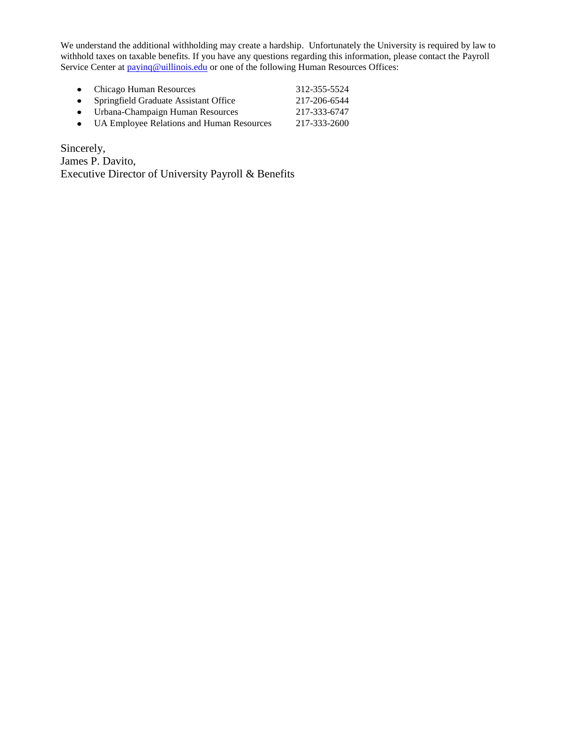We understand the additional withholding may create a hardship. Unfortunately the University is required by law to withhold taxes on taxable benefits. If you have any questions regarding this information, please contact the Payroll Service Center at payinq@uillinois.edu or one of the following Human Resources Offices:

- Chicago Human Resources 312-355-5524
- Springfield Graduate Assistant Office 217-206-6544
- Urbana-Champaign Human Resources 217-333-6747
- UA Employee Relations and Human Resources 217-333-2600

Sincerely,
James P. Davito,
Executive Director of University Payroll & Benefits